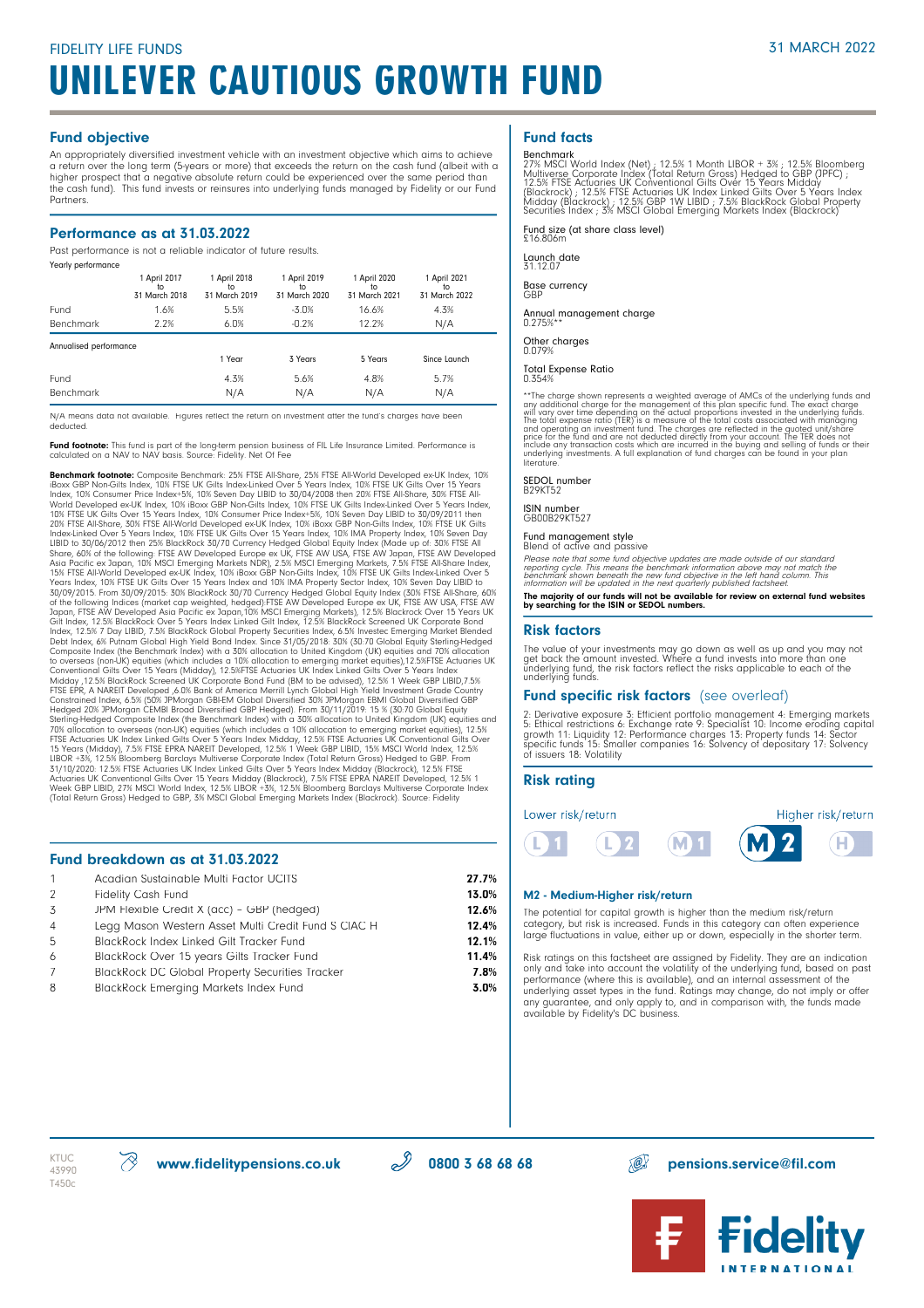FIDELITY LIFE FUNDS

31 MARCH 2022

# UNILEVER CAUTIOUS GROWTH FUND

## Fund objective

An appropriately diversified investment vehicle with an investment objective which aims to achieve a return over the long term (5-years or more) that exceeds the return on the cash fund (albeit with a higher prospect that a negative absolute return could be experienced over the same period than the cash fund). This fund invests or reinsures into underlying funds managed by Fidelity or our Fund Partners.

## Performance as at 31.03.2022

Past performance is not a reliable indicator of future results.

Yearly performance

| | 1 April 2017 to 31 March 2018 | 1 April 2018 to 31 March 2019 | 1 April 2019 to 31 March 2020 | 1 April 2020 to 31 March 2021 | 1 April 2021 to 31 March 2022 |
|---|---|---|---|---|---|
| Fund | 1.6% | 5.5% | -3.0% | 16.6% | 4.3% |
| Benchmark | 2.2% | 6.0% | -0.2% | 12.2% | N/A |

Annualised performance

| | 1 Year | 3 Years | 5 Years | Since Launch |
|---|---|---|---|---|
| Fund | 4.3% | 5.6% | 4.8% | 5.7% |
| Benchmark | N/A | N/A | N/A | N/A |

N/A means data not available. Figures reflect the return on investment after the fund's charges have been deducted.

**Fund footnote:** This fund is part of the long-term pension business of FIL Life Insurance Limited. Performance is calculated on a NAV to NAV basis. Source: Fidelity. Net Of Fee

**Benchmark footnote:** Composite Benchmark: 25% FTSE All-Share, 25% FTSE All-World Developed ex-UK Index, 10% iBoxx GBP Non-Gilts Index, 10% FTSE UK Gilts Index-Linked Over 5 Years Index, 10% FTSE UK Gilts Over 15 Years Index, 10% Consumer Price Index+5%, 10% Seven Day LIBID to 30/04/2008 then 20% FTSE All-Share, 30% FTSE All-World Developed ex-UK Index, 10% iBoxx GBP Non-Gilts Index, 10% FTSE UK Gilts Index-Linked Over 5 Years Index, 10% FTSE UK Gilts Over 15 Years Index, 10% Consumer Price Index+5%, 10% Seven Day LIBID to 30/09/2011 then 20% FTSE All-Share, 30% FTSE All-World Developed ex-UK Index, 10% iBoxx GBP Non-Gilts Index, 10% FTSE UK Gilts Index-Linked Over 5 Years Index, 10% FTSE UK Gilts Over 15 Years Index, 10% IMA Property Index, 10% Seven Day LIBID to 30/06/2012 then 25% BlackRock 30/70 Currency Hedged Global Equity Index (Made up of: 30% FTSE All Share, 60% of the following: FTSE AW Developed Europe ex UK, FTSE AW USA, FTSE AW Japan, FTSE AW Developed Asia Pacific ex Japan, 10% MSCI Emerging Markets NDR), 2.5% MSCI Emerging Markets, 7.5% FTSE All-Share Index, 15% FTSE All-World Developed ex-UK Index, 10% iBoxx GBP Non-Gilts Index, 10% FTSE UK Gilts Index-Linked Over 5 Years Index, 10% FTSE UK Gilts Over 15 Years Index and 10% IMA Property Sector Index, 10% Seven Day LIBID to 30/09/2015. From 30/09/2015: 30% BlackRock 30/70 Currency Hedged Global Equity Index (30% FTSE All-Share, 60% of the following Indices (market cap weighted, hedged):FTSE AW Developed Europe ex UK, FTSE AW USA, FTSE AW Japan, FTSE AW Developed Asia Pacific ex Japan,10% MSCI Emerging Markets), 12.5% Blackrock Over 15 Years UK Gilt Index, 12.5% BlackRock Over 5 Years Index Linked Gilt Index, 12.5% BlackRock Screened UK Corporate Bond Index, 12.5% 7 Day LIBID, 7.5% BlackRock Global Property Securities Index, 6.5% Investec Emerging Market Blended Debt Index, 6% Putnam Global High Yield Bond Index. Since 31/05/2018: 30% (30:70 Global Equity Sterling-Hedged Composite Index (the Benchmark Index) with a 30% allocation to United Kingdom (UK) equities and 70% allocation to overseas (non-UK) equities (which includes a 10% allocation to emerging market equities),12.5%FTSE Actuaries UK Conventional Gilts Over 15 Years (Midday), 12.5%FTSE Actuaries UK Index Linked Gilts Over 5 Years Index Midday ,12.5% BlackRock Screened UK Corporate Bond Fund (BM to be advised), 12.5% 1 Week GBP LIBID,7.5% FTSE EPR, A NAREIT Developed ,6.0% Bank of America Merrill Lynch Global High Yield Investment Grade Country Constrained Index, 6.5% (50% JPMorgan GBI-EM Global Diversified 30% JPMorgan EBMI Global Diversified GBP Hedged 20% JPMorgan CEMBI Broad Diversified GBP Hedged). From 30/11/2019: 15 % (30:70 Global Equity Sterling-Hedged Composite Index (the Benchmark Index) with a 30% allocation to United Kingdom (UK) equities and 70% allocation to overseas (non-UK) equities (which includes a 10% allocation to emerging market equities), 12.5% FTSE Actuaries UK Index Linked Gilts Over 5 Years Index Midday, 12.5% FTSE Actuaries UK Conventional Gilts Over 15 Years (Midday), 7.5% FTSE EPRA NAREIT Developed, 12.5% 1 Week GBP LIBID, 15% MSCI World Index, 12.5% LIBOR +3%, 12.5% Bloomberg Barclays Multiverse Corporate Index (Total Return Gross) Hedged to GBP. From 31/10/2020: 12.5% FTSE Actuaries UK Index Linked Gilts Over 5 Years Index Midday (Blackrock), 12.5% FTSE Actuaries UK Conventional Gilts Over 15 Years Midday (Blackrock), 7.5% FTSE EPRA NAREIT Developed, 12.5% 1 Week GBP LIBID, 27% MSCI World Index, 12.5% LIBOR +3%, 12.5% Bloomberg Barclays Multiverse Corporate Index (Total Return Gross) Hedged to GBP, 3% MSCI Global Emerging Markets Index (Blackrock). Source: Fidelity

## Fund breakdown as at 31.03.2022

| | | |
|---|---|---|
| 1 | Acadian Sustainable Multi Factor UCITS | **27.7%** |
| 2 | Fidelity Cash Fund | **13.0%** |
| 3 | JPM Flexible Credit X (acc) - GBP (hedged) | **12.6%** |
| 4 | Legg Mason Western Asset Multi Credit Fund S CIAC H | **12.4%** |
| 5 | BlackRock Index Linked Gilt Tracker Fund | **12.1%** |
| 6 | BlackRock Over 15 years Gilts Tracker Fund | **11.4%** |
| 7 | BlackRock DC Global Property Securities Tracker | **7.8%** |
| 8 | BlackRock Emerging Markets Index Fund | **3.0%** |

## Fund facts

Benchmark
27% MSCI World Index (Net) ; 12.5% 1 Month LIBOR + 3% ; 12.5% Bloomberg Multiverse Corporate Index (Total Return Gross) Hedged to GBP (JPFC) ; 12.5% FTSE Actuaries UK Conventional Gilts Over 15 Years Midday (Blackrock) ; 12.5% FTSE Actuaries UK Index Linked Gilts Over 5 Years Index Midday (Blackrock) ; 12.5% GBP 1W LIBID ; 7.5% BlackRock Global Property Securities Index ; 3% MSCI Global Emerging Markets Index (Blackrock)

Fund size (at share class level)
£16.806m

Launch date
31.12.07

Base currency
GBP

Annual management charge
0.275%**

Other charges
0.079%

Total Expense Ratio
0.354%

**The charge shown represents a weighted average of AMCs of the underlying funds and any additional charge for the management of this plan specific fund. The exact charge will vary over time depending on the actual proportions invested in the underlying funds. The total expense ratio (TER) is a measure of the total costs associated with managing and operating an investment fund. The charges are reflected in the quoted unit/share price for the fund and are not deducted directly from your account. The TER does not include any transaction costs which are incurred in the buying and selling of funds or their underlying investments. A full explanation of fund charges can be found in your plan literature.

SEDOL number
B29KT52

ISIN number
GB00B29KT527

Fund management style
Blend of active and passive

*Please note that some fund objective updates are made outside of our standard reporting cycle. This means the benchmark information above may not match the benchmark shown beneath the new fund objective in the left hand column. This information will be updated in the next quarterly published factsheet.*

**The majority of our funds will not be available for review on external fund websites by searching for the ISIN or SEDOL numbers.**

## Risk factors

The value of your investments may go down as well as up and you may not get back the amount invested. Where a fund invests into more than one underlying fund, the risk factors reflect the risks applicable to each of the underlying funds.

## Fund specific risk factors (see overleaf)

2: Derivative exposure 3: Efficient portfolio management 4: Emerging markets 5: Ethical restrictions 6: Exchange rate 9: Specialist 10: Income eroding capital growth 11: Liquidity 12: Performance charges 13: Property funds 14: Sector specific funds 15: Smaller companies 16: Solvency of depositary 17: Solvency of issuers 18: Volatility

## Risk rating

Lower risk/return — L1, L2, M1, **M2**, H — Higher risk/return

### M2 - Medium-Higher risk/return

The potential for capital growth is higher than the medium risk/return category, but risk is increased. Funds in this category can often experience large fluctuations in value, either up or down, especially in the shorter term.

Risk ratings on this factsheet are assigned by Fidelity. They are an indication only and take into account the volatility of the underlying fund, based on past performance (where this is available), and an internal assessment of the underlying asset types in the fund. Ratings may change, do not imply or offer any guarantee, and only apply to, and in comparison with, the funds made available by Fidelity's DC business.

KTUC 43990 T450c

www.fidelitypensions.co.uk | 0800 3 68 68 68 | pensions.service@fil.com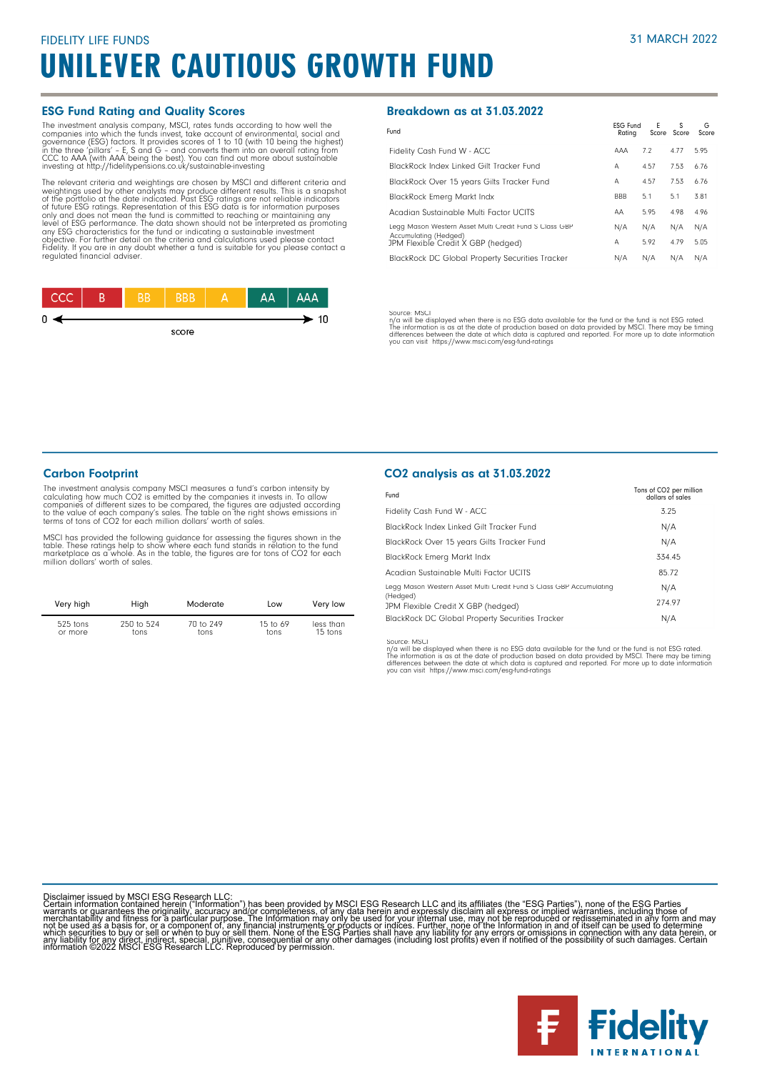FIDELITY LIFE FUNDS

31 MARCH 2022

# UNILEVER CAUTIOUS GROWTH FUND

## ESG Fund Rating and Quality Scores

The investment analysis company, MSCI, rates funds according to how well the companies into which the funds invest, take account of environmental, social and governance (ESG) factors. It provides scores of 1 to 10 (with 10 being the highest) in the three 'pillars' – E, S and G – and converts them into an overall rating from CCC to AAA (with AAA being the best). You can find out more about sustainable investing at http://fidelitypensions.co.uk/sustainable-investing

The relevant criteria and weightings are chosen by MSCI and different criteria and weightings used by other analysts may produce different results. This is a snapshot of the portfolio at the date indicated. Past ESG ratings are not reliable indicators of future ESG ratings. Representation of this ESG data is for information purposes only and does not mean the fund is committed to reaching or maintaining any level of ESG performance. The data shown should not be interpreted as promoting any ESG characteristics for the fund or indicating a sustainable investment objective. For further detail on the criteria and calculations used please contact Fidelity. If you are in any doubt whether a fund is suitable for you please contact a regulated financial adviser.

| CCC | B | BB | BBB | A | AA | AAA |
|---|---|---|---|---|---|---|

0 ← score → 10

## Breakdown as at 31.03.2022

| Fund | ESG Fund Rating | E Score | S Score | G Score |
|---|---|---|---|---|
| Fidelity Cash Fund W - ACC | AAA | 7.2 | 4.77 | 5.95 |
| BlackRock Index Linked Gilt Tracker Fund | A | 4.57 | 7.53 | 6.76 |
| BlackRock Over 15 years Gilts Tracker Fund | A | 4.57 | 7.53 | 6.76 |
| BlackRock Emerg Markt Indx | BBB | 5.1 | 5.1 | 3.81 |
| Acadian Sustainable Multi Factor UCITS | AA | 5.95 | 4.98 | 4.96 |
| Legg Mason Western Asset Multi Credit Fund S Class GBP Accumulating (Hedged) | N/A | N/A | N/A | N/A |
| JPM Flexible Credit X GBP (hedged) | A | 5.92 | 4.79 | 5.05 |
| BlackRock DC Global Property Securities Tracker | N/A | N/A | N/A | N/A |

Source: MSCI
n/a will be displayed when there is no ESG data available for the fund or the fund is not ESG rated.
The information is as at the date of production based on data provided by MSCI. There may be timing differences between the date at which data is captured and reported. For more up to date information you can visit https://www.msci.com/esg-fund-ratings

## Carbon Footprint

The investment analysis company MSCI measures a fund's carbon intensity by calculating how much $CO_2$ is emitted by the companies it invests in. To allow companies of different sizes to be compared, the figures are adjusted according to the value of each company's sales. The table on the right shows emissions in terms of tons of $CO_2$ for each million dollars' worth of sales.

MSCI has provided the following guidance for assessing the figures shown in the table. These ratings help to show where each fund stands in relation to the fund marketplace as a whole. As in the table, the figures are for tons of $CO_2$ for each million dollars' worth of sales.

| Very high | High | Moderate | Low | Very low |
|---|---|---|---|---|
| 525 tons or more | 250 to 524 tons | 70 to 249 tons | 15 to 69 tons | less than 15 tons |

## $CO_2$ analysis as at 31.03.2022

| Fund | Tons of $CO_2$ per million dollars of sales |
|---|---|
| Fidelity Cash Fund W - ACC | 3.25 |
| BlackRock Index Linked Gilt Tracker Fund | N/A |
| BlackRock Over 15 years Gilts Tracker Fund | N/A |
| BlackRock Emerg Markt Indx | 334.45 |
| Acadian Sustainable Multi Factor UCITS | 85.72 |
| Legg Mason Western Asset Multi Credit Fund S Class GBP Accumulating (Hedged) | N/A |
| JPM Flexible Credit X GBP (hedged) | 274.97 |
| BlackRock DC Global Property Securities Tracker | N/A |

Source: MSCI
n/a will be displayed when there is no ESG data available for the fund or the fund is not ESG rated.
The information is as at the date of production based on data provided by MSCI. There may be timing differences between the date at which data is captured and reported. For more up to date information you can visit https://www.msci.com/esg-fund-ratings

Disclaimer issued by MSCI ESG Research LLC:
Certain information contained herein ("Information") has been provided by MSCI ESG Research LLC and its affiliates (the "ESG Parties"), none of the ESG Parties warrants or guarantees the originality, accuracy and/or completeness, of any data herein and expressly disclaim all express or implied warranties, including those of merchantability and fitness for a particular purpose. The Information may only be used for your internal use, may not be reproduced or redisseminated in any form and may not be used as a basis for, or a component of, any financial instruments or products or indices. Further, none of the Information in and of itself can be used to determine which securities to buy or sell or when to buy or sell them. None of the ESG Parties shall have any liability for any errors or omissions in connection with any data herein, or any liability for any direct, indirect, special, punitive, consequential or any other damages (including lost profits) even if notified of the possibility of such damages. Certain information ©2022 MSCI ESG Research LLC. Reproduced by permission.

Fidelity INTERNATIONAL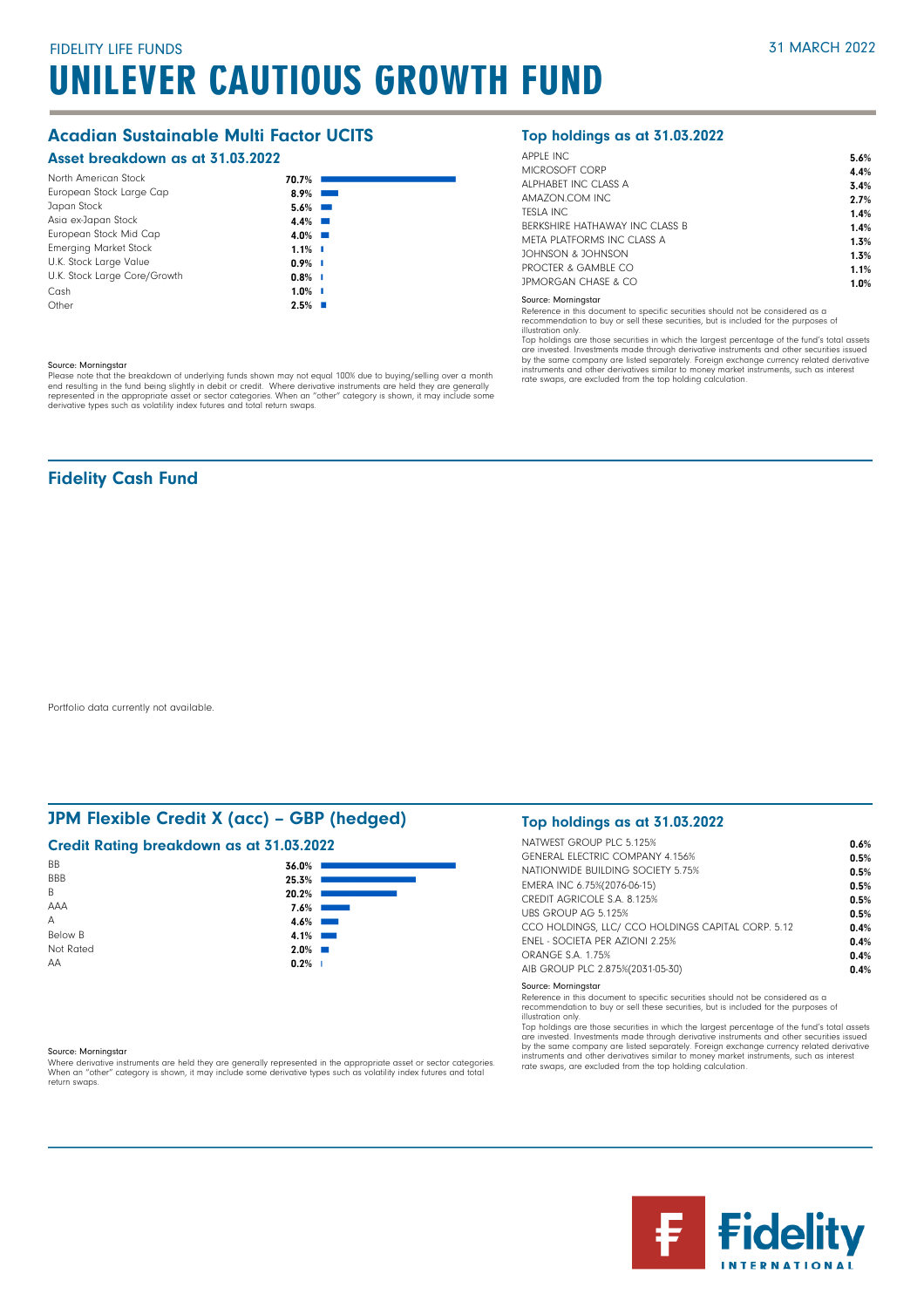# UNILEVER CAUTIOUS GROWTH FUND

FIDELITY LIFE FUNDS

31 MARCH 2022

## Acadian Sustainable Multi Factor UCITS

### Asset breakdown as at 31.03.2022

| Asset | % |
|---|---|
| North American Stock | 70.7% |
| European Stock Large Cap | 8.9% |
| Japan Stock | 5.6% |
| Asia ex-Japan Stock | 4.4% |
| European Stock Mid Cap | 4.0% |
| Emerging Market Stock | 1.1% |
| U.K. Stock Large Value | 0.9% |
| U.K. Stock Large Core/Growth | 0.8% |
| Cash | 1.0% |
| Other | 2.5% |

Source: Morningstar

Please note that the breakdown of underlying funds shown may not equal 100% due to buying/selling over a month end resulting in the fund being slightly in debit or credit. Where derivative instruments are held they are generally represented in the appropriate asset or sector categories. When an "other" category is shown, it may include some derivative types such as volatility index futures and total return swaps.

### Top holdings as at 31.03.2022

| Holding | % |
|---|---|
| APPLE INC | 5.6% |
| MICROSOFT CORP | 4.4% |
| ALPHABET INC CLASS A | 3.4% |
| AMAZON.COM INC | 2.7% |
| TESLA INC | 1.4% |
| BERKSHIRE HATHAWAY INC CLASS B | 1.4% |
| META PLATFORMS INC CLASS A | 1.3% |
| JOHNSON & JOHNSON | 1.3% |
| PROCTER & GAMBLE CO | 1.1% |
| JPMORGAN CHASE & CO | 1.0% |

Source: Morningstar

Reference in this document to specific securities should not be considered as a recommendation to buy or sell these securities, but is included for the purposes of illustration only.

Top holdings are those securities in which the largest percentage of the fund's total assets are invested. Investments made through derivative instruments and other securities issued by the same company are listed separately. Foreign exchange currency related derivative instruments and other derivatives similar to money market instruments, such as interest rate swaps, are excluded from the top holding calculation.

## Fidelity Cash Fund

Portfolio data currently not available.

## JPM Flexible Credit X (acc) - GBP (hedged)

### Credit Rating breakdown as at 31.03.2022

| Rating | % |
|---|---|
| BB | 36.0% |
| BBB | 25.3% |
| B | 20.2% |
| AAA | 7.6% |
| A | 4.6% |
| Below B | 4.1% |
| Not Rated | 2.0% |
| AA | 0.2% |

Source: Morningstar

Where derivative instruments are held they are generally represented in the appropriate asset or sector categories. When an "other" category is shown, it may include some derivative types such as volatility index futures and total return swaps.

### Top holdings as at 31.03.2022

| Holding | % |
|---|---|
| NATWEST GROUP PLC 5.125% | 0.6% |
| GENERAL ELECTRIC COMPANY 4.156% | 0.5% |
| NATIONWIDE BUILDING SOCIETY 5.75% | 0.5% |
| EMERA INC 6.75%(2076-06-15) | 0.5% |
| CREDIT AGRICOLE S.A. 8.125% | 0.5% |
| UBS GROUP AG 5.125% | 0.5% |
| CCO HOLDINGS, LLC/ CCO HOLDINGS CAPITAL CORP. 5.12 | 0.4% |
| ENEL - SOCIETA PER AZIONI 2.25% | 0.4% |
| ORANGE S.A. 1.75% | 0.4% |
| AIB GROUP PLC 2.875%(2031-05-30) | 0.4% |

Source: Morningstar

Reference in this document to specific securities should not be considered as a recommendation to buy or sell these securities, but is included for the purposes of illustration only.

Top holdings are those securities in which the largest percentage of the fund's total assets are invested. Investments made through derivative instruments and other securities issued by the same company are listed separately. Foreign exchange currency related derivative instruments and other derivatives similar to money market instruments, such as interest rate swaps, are excluded from the top holding calculation.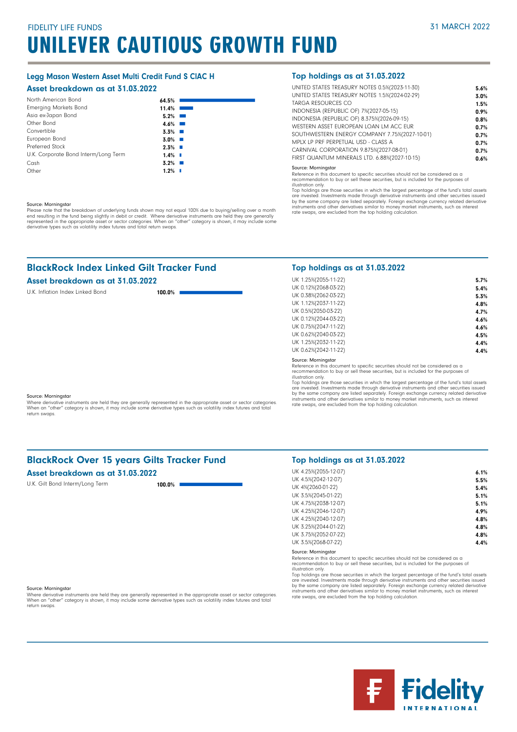FIDELITY LIFE FUNDS

31 MARCH 2022

# UNILEVER CAUTIOUS GROWTH FUND

## Legg Mason Western Asset Multi Credit Fund S CIAC H

### Asset breakdown as at 31.03.2022

| Asset | % |
|---|---|
| North American Bond | 64.5% |
| Emerging Markets Bond | 11.4% |
| Asia ex-Japan Bond | 5.2% |
| Other Bond | 4.6% |
| Convertible | 3.3% |
| European Bond | 3.0% |
| Preferred Stock | 2.3% |
| U.K. Corporate Bond Interm/Long Term | 1.4% |
| Cash | 3.2% |
| Other | 1.2% |

Source: Morningstar

Please note that the breakdown of underlying funds shown may not equal 100% due to buying/selling over a month end resulting in the fund being slightly in debit or credit. Where derivative instruments are held they are generally represented in the appropriate asset or sector categories. When an "other" category is shown, it may include some derivative types such as volatility index futures and total return swaps.

### Top holdings as at 31.03.2022

| Holding | % |
|---|---|
| UNITED STATES TREASURY NOTES 0.5%(2023-11-30) | 5.6% |
| UNITED STATES TREASURY NOTES 1.5%(2024-02-29) | 3.0% |
| TARGA RESOURCES CO | 1.5% |
| INDONESIA (REPUBLIC OF) 7%(2027-05-15) | 0.9% |
| INDONESIA (REPUBLIC OF) 8.375%(2026-09-15) | 0.8% |
| WESTERN ASSET EUROPEAN LOAN LM ACC EUR | 0.7% |
| SOUTHWESTERN ENERGY COMPANY 7.75%(2027-10-01) | 0.7% |
| MPLX LP PRF PERPETUAL USD - CLASS A | 0.7% |
| CARNIVAL CORPORATION 9.875%(2027-08-01) | 0.7% |
| FIRST QUANTUM MINERALS LTD. 6.88%(2027-10-15) | 0.6% |

Source: Morningstar

Reference in this document to specific securities should not be considered as a recommendation to buy or sell these securities, but is included for the purposes of illustration only.

Top holdings are those securities in which the largest percentage of the fund's total assets are invested. Investments made through derivative instruments and other securities issued by the same company are listed separately. Foreign exchange currency related derivative instruments and other derivatives similar to money market instruments, such as interest rate swaps, are excluded from the top holding calculation.

## BlackRock Index Linked Gilt Tracker Fund

### Asset breakdown as at 31.03.2022

| Asset | % |
|---|---|
| U.K. Inflation Index Linked Bond | 100.0% |

Source: Morningstar

Where derivative instruments are held they are generally represented in the appropriate asset or sector categories. When an "other" category is shown, it may include some derivative types such as volatility index futures and total return swaps.

### Top holdings as at 31.03.2022

| Holding | % |
|---|---|
| UK 1.25%(2055-11-22) | 5.7% |
| UK 0.12%(2068-03-22) | 5.4% |
| UK 0.38%(2062-03-22) | 5.3% |
| UK 1.12%(2037-11-22) | 4.8% |
| UK 0.5%(2050-03-22) | 4.7% |
| UK 0.12%(2044-03-22) | 4.6% |
| UK 0.75%(2047-11-22) | 4.6% |
| UK 0.62%(2040-03-22) | 4.5% |
| UK 1.25%(2032-11-22) | 4.4% |
| UK 0.62%(2042-11-22) | 4.4% |

Source: Morningstar

Reference in this document to specific securities should not be considered as a recommendation to buy or sell these securities, but is included for the purposes of illustration only.

Top holdings are those securities in which the largest percentage of the fund's total assets are invested. Investments made through derivative instruments and other securities issued by the same company are listed separately. Foreign exchange currency related derivative instruments and other derivatives similar to money market instruments, such as interest rate swaps, are excluded from the top holding calculation.

## BlackRock Over 15 years Gilts Tracker Fund

### Asset breakdown as at 31.03.2022

| Asset | % |
|---|---|
| U.K. Gilt Bond Interm/Long Term | 100.0% |

Source: Morningstar

Where derivative instruments are held they are generally represented in the appropriate asset or sector categories. When an "other" category is shown, it may include some derivative types such as volatility index futures and total return swaps.

### Top holdings as at 31.03.2022

| Holding | % |
|---|---|
| UK 4.25%(2055-12-07) | 6.1% |
| UK 4.5%(2042-12-07) | 5.5% |
| UK 4%(2060-01-22) | 5.4% |
| UK 3.5%(2045-01-22) | 5.1% |
| UK 4.75%(2038-12-07) | 5.1% |
| UK 4.25%(2046-12-07) | 4.9% |
| UK 4.25%(2040-12-07) | 4.8% |
| UK 3.25%(2044-01-22) | 4.8% |
| UK 3.75%(2052-07-22) | 4.8% |
| UK 3.5%(2068-07-22) | 4.4% |

Source: Morningstar

Reference in this document to specific securities should not be considered as a recommendation to buy or sell these securities, but is included for the purposes of illustration only.

Top holdings are those securities in which the largest percentage of the fund's total assets are invested. Investments made through derivative instruments and other securities issued by the same company are listed separately. Foreign exchange currency related derivative instruments and other derivatives similar to money market instruments, such as interest rate swaps, are excluded from the top holding calculation.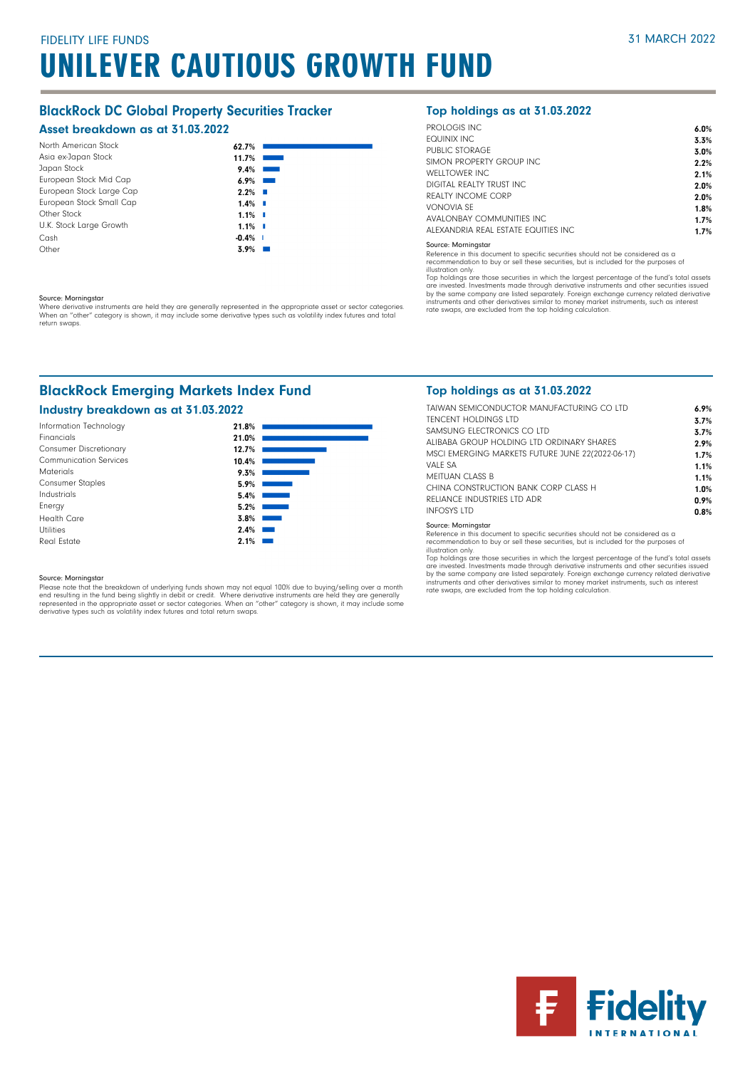FIDELITY LIFE FUNDS

31 MARCH 2022

# UNILEVER CAUTIOUS GROWTH FUND

## BlackRock DC Global Property Securities Tracker

### Asset breakdown as at 31.03.2022

| Asset | % |
|---|---|
| North American Stock | 62.7% |
| Asia ex-Japan Stock | 11.7% |
| Japan Stock | 9.4% |
| European Stock Mid Cap | 6.9% |
| European Stock Large Cap | 2.2% |
| European Stock Small Cap | 1.4% |
| Other Stock | 1.1% |
| U.K. Stock Large Growth | 1.1% |
| Cash | -0.4% |
| Other | 3.9% |

Source: Morningstar

Where derivative instruments are held they are generally represented in the appropriate asset or sector categories. When an "other" category is shown, it may include some derivative types such as volatility index futures and total return swaps.

### Top holdings as at 31.03.2022

| Holding | % |
|---|---|
| PROLOGIS INC | 6.0% |
| EQUINIX INC | 3.3% |
| PUBLIC STORAGE | 3.0% |
| SIMON PROPERTY GROUP INC | 2.2% |
| WELLTOWER INC | 2.1% |
| DIGITAL REALTY TRUST INC | 2.0% |
| REALTY INCOME CORP | 2.0% |
| VONOVIA SE | 1.8% |
| AVALONBAY COMMUNITIES INC | 1.7% |
| ALEXANDRIA REAL ESTATE EQUITIES INC | 1.7% |

Source: Morningstar

Reference in this document to specific securities should not be considered as a recommendation to buy or sell these securities, but is included for the purposes of illustration only.

Top holdings are those securities in which the largest percentage of the fund's total assets are invested. Investments made through derivative instruments and other securities issued by the same company are listed separately. Foreign exchange currency related derivative instruments and other derivatives similar to money market instruments, such as interest rate swaps, are excluded from the top holding calculation.

## BlackRock Emerging Markets Index Fund

### Industry breakdown as at 31.03.2022

| Industry | % |
|---|---|
| Information Technology | 21.8% |
| Financials | 21.0% |
| Consumer Discretionary | 12.7% |
| Communication Services | 10.4% |
| Materials | 9.3% |
| Consumer Staples | 5.9% |
| Industrials | 5.4% |
| Energy | 5.2% |
| Health Care | 3.8% |
| Utilities | 2.4% |
| Real Estate | 2.1% |

Source: Morningstar

Please note that the breakdown of underlying funds shown may not equal 100% due to buying/selling over a month end resulting in the fund being slightly in debit or credit. Where derivative instruments are held they are generally represented in the appropriate asset or sector categories. When an "other" category is shown, it may include some derivative types such as volatility index futures and total return swaps.

### Top holdings as at 31.03.2022

| Holding | % |
|---|---|
| TAIWAN SEMICONDUCTOR MANUFACTURING CO LTD | 6.9% |
| TENCENT HOLDINGS LTD | 3.7% |
| SAMSUNG ELECTRONICS CO LTD | 3.7% |
| ALIBABA GROUP HOLDING LTD ORDINARY SHARES | 2.9% |
| MSCI EMERGING MARKETS FUTURE JUNE 22(2022-06-17) | 1.7% |
| VALE SA | 1.1% |
| MEITUAN CLASS B | 1.1% |
| CHINA CONSTRUCTION BANK CORP CLASS H | 1.0% |
| RELIANCE INDUSTRIES LTD ADR | 0.9% |
| INFOSYS LTD | 0.8% |

Source: Morningstar

Reference in this document to specific securities should not be considered as a recommendation to buy or sell these securities, but is included for the purposes of illustration only.

Top holdings are those securities in which the largest percentage of the fund's total assets are invested. Investments made through derivative instruments and other securities issued by the same company are listed separately. Foreign exchange currency related derivative instruments and other derivatives similar to money market instruments, such as interest rate swaps, are excluded from the top holding calculation.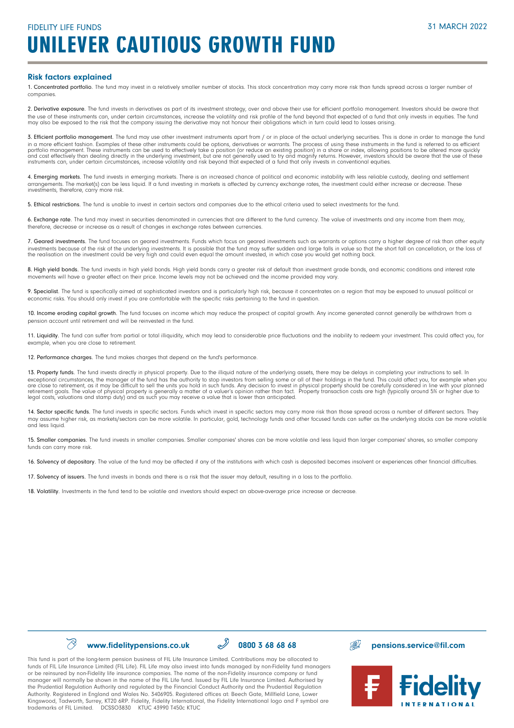FIDELITY LIFE FUNDS

31 MARCH 2022

# UNILEVER CAUTIOUS GROWTH FUND

## Risk factors explained

1. **Concentrated portfolio.** The fund may invest in a relatively smaller number of stocks. This stock concentration may carry more risk than funds spread across a larger number of companies.

2. **Derivative exposure.** The fund invests in derivatives as part of its investment strategy, over and above their use for efficient portfolio management. Investors should be aware that the use of these instruments can, under certain circumstances, increase the volatility and risk profile of the fund beyond that expected of a fund that only invests in equities. The fund may also be exposed to the risk that the company issuing the derivative may not honour their obligations which in turn could lead to losses arising.

3. **Efficient portfolio management.** The fund may use other investment instruments apart from / or in place of the actual underlying securities. This is done in order to manage the fund in a more efficient fashion. Examples of these other instruments could be options, derivatives or warrants. The process of using these instruments in the fund is referred to as efficient portfolio management. These instruments can be used to effectively take a position (or reduce an existing position) in a share or index, allowing positions to be altered more quickly and cost effectively than dealing directly in the underlying investment, but are not generally used to try and magnify returns. However, investors should be aware that the use of these instruments can, under certain circumstances, increase volatility and risk beyond that expected of a fund that only invests in conventional equities.

4. **Emerging markets.** The fund invests in emerging markets. There is an increased chance of political and economic instability with less reliable custody, dealing and settlement arrangements. The market(s) can be less liquid. If a fund investing in markets is affected by currency exchange rates, the investment could either increase or decrease. These investments, therefore, carry more risk.

5. **Ethical restrictions.** The fund is unable to invest in certain sectors and companies due to the ethical criteria used to select investments for the fund.

6. **Exchange rate.** The fund may invest in securities denominated in currencies that are different to the fund currency. The value of investments and any income from them may, therefore, decrease or increase as a result of changes in exchange rates between currencies.

7. **Geared investments.** The fund focuses on geared investments. Funds which focus on geared investments such as warrants or options carry a higher degree of risk than other equity investments because of the risk of the underlying investments. It is possible that the fund may suffer sudden and large falls in value so that the short fall on cancellation, or the loss of the realisation on the investment could be very high and could even equal the amount invested, in which case you would get nothing back.

8. **High yield bonds.** The fund invests in high yield bonds. High yield bonds carry a greater risk of default than investment grade bonds, and economic conditions and interest rate movements will have a greater effect on their price. Income levels may not be achieved and the income provided may vary.

9. **Specialist.** The fund is specifically aimed at sophisticated investors and is particularly high risk, because it concentrates on a region that may be exposed to unusual political or economic risks. You should only invest if you are comfortable with the specific risks pertaining to the fund in question.

10. **Income eroding capital growth.** The fund focuses on income which may reduce the prospect of capital growth. Any income generated cannot generally be withdrawn from a pension account until retirement and will be reinvested in the fund.

11. **Liquidity.** The fund can suffer from partial or total illiquidity, which may lead to considerable price fluctuations and the inability to redeem your investment. This could affect you, for example, when you are close to retirement.

12. **Performance charges.** The fund makes charges that depend on the fund's performance.

13. **Property funds.** The fund invests directly in physical property. Due to the illiquid nature of the underlying assets, there may be delays in completing your instructions to sell. In exceptional circumstances, the manager of the fund has the authority to stop investors from selling some or all of their holdings in the fund. This could affect you, for example when you are close to retirement, as it may be difficult to sell the units you hold in such funds. Any decision to invest in physical property should be carefully considered in line with your planned retirement goals. The value of physical property is generally a matter of a valuer's opinion rather than fact. Property transaction costs are high (typically around 5% or higher due to legal costs, valuations and stamp duty) and as such you may receive a value that is lower than anticipated.

14. **Sector specific funds.** The fund invests in specific sectors. Funds which invest in specific sectors may carry more risk than those spread across a number of different sectors. They may assume higher risk, as markets/sectors can be more volatile. In particular, gold, technology funds and other focused funds can suffer as the underlying stocks can be more volatile and less liquid.

15. **Smaller companies.** The fund invests in smaller companies. Smaller companies' shares can be more volatile and less liquid than larger companies' shares, so smaller company funds can carry more risk.

16. **Solvency of depositary.** The value of the fund may be affected if any of the institutions with which cash is deposited becomes insolvent or experiences other financial difficulties.

17. **Solvency of issuers.** The fund invests in bonds and there is a risk that the issuer may default, resulting in a loss to the portfolio.

18. **Volatility.** Investments in the fund tend to be volatile and investors should expect an above-average price increase or decrease.

**www.fidelitypensions.co.uk** **0800 3 68 68 68** **pensions.service@fil.com**

This fund is part of the long-term pension business of FIL Life Insurance Limited. Contributions may be allocated to funds of FIL Life Insurance Limited (FIL Life). FIL Life may also invest into funds managed by non-Fidelity fund managers or be reinsured by non-Fidelity life insurance companies. The name of the non-Fidelity insurance company or fund manager will normally be shown in the name of the FIL Life fund. Issued by FIL Life Insurance Limited. Authorised by the Prudential Regulation Authority and regulated by the Financial Conduct Authority and the Prudential Regulation Authority. Registered in England and Wales No. 3406905. Registered offices at: Beech Gate, Millfield Lane, Lower Kingswood, Tadworth, Surrey, KT20 6RP. Fidelity, Fidelity International, the Fidelity International logo and F symbol are trademarks of FIL Limited. DCSSO3830 KTUC 43990 T450c KTUC

Fidelity INTERNATIONAL